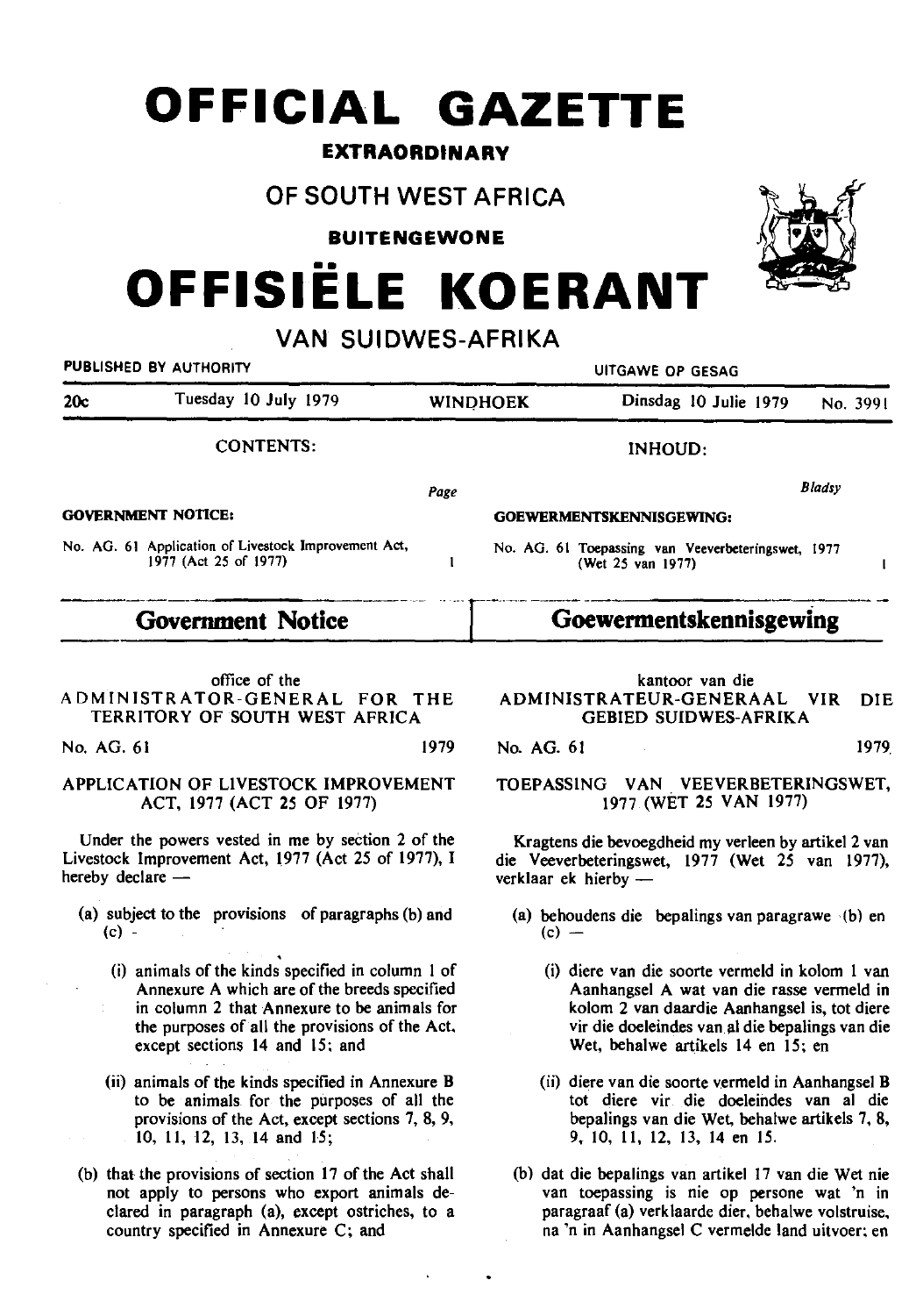# OFFICIAL GAZETTE

**EXTRAORDINARY**

## OF SOUTH WEST AFRICA

**BUITENGEWONE**

# OFFISIËLE KOERANT

## VAN SUIDWES-AFRIKA

PUBLISHED BY AUTHORITY — UITGAWE OP GESAG

| 20c | Tuesday 10 July 1979 | WINDHOEK | Dinsdag 10 Julie 1979 | No. 3991 |
|---|---|---|---|---|

**CONTENTS:**

| | Page |
|---|---|
| **GOVERNMENT NOTICE:** | |
| No. AG. 61 Application of Livestock Improvement Act, 1977 (Act 25 of 1977) | 1 |

**INHOUD:**

| | Bladsy |
|---|---|
| **GOEWERMENTSKENNISGEWING:** | |
| No. AG. 61 Toepassing van Veeverbeteringswet, 1977 (Wet 25 van 1977) | 1 |

## Government Notice

office of the
ADMINISTRATOR-GENERAL FOR THE TERRITORY OF SOUTH WEST AFRICA

No. AG. 61 1979

APPLICATION OF LIVESTOCK IMPROVEMENT ACT, 1977 (ACT 25 OF 1977)

Under the powers vested in me by section 2 of the Livestock Improvement Act, 1977 (Act 25 of 1977), I hereby declare —

(a) subject to the provisions of paragraphs (b) and (c) -

(i) animals of the kinds specified in column 1 of Annexure A which are of the breeds specified in column 2 that Annexure to be animals for the purposes of all the provisions of the Act, except sections 14 and 15; and

(ii) animals of the kinds specified in Annexure B to be animals for the purposes of all the provisions of the Act, except sections 7, 8, 9, 10, 11, 12, 13, 14 and 15;

(b) that the provisions of section 17 of the Act shall not apply to persons who export animals declared in paragraph (a), except ostriches, to a country specified in Annexure C; and

## Goewermentskennisgewing

kantoor van die
ADMINISTRATEUR-GENERAAL VIR DIE GEBIED SUIDWES-AFRIKA

No. AG. 61 1979

TOEPASSING VAN VEEVERBETERINGSWET, 1977 (WET 25 VAN 1977)

Kragtens die bevoegdheid my verleen by artikel 2 van die Veeverbeteringswet, 1977 (Wet 25 van 1977), verklaar ek hierby —

(a) behoudens die bepalings van paragrawe (b) en (c) —

(i) diere van die soorte vermeld in kolom 1 van Aanhangsel A wat van die rasse vermeld in kolom 2 van daardie Aanhangsel is, tot diere vir die doeleindes van al die bepalings van die Wet, behalwe artikels 14 en 15; en

(ii) diere van die soorte vermeld in Aanhangsel B tot diere vir die doeleindes van al die bepalings van die Wet, behalwe artikels 7, 8, 9, 10, 11, 12, 13, 14 en 15.

(b) dat die bepalings van artikel 17 van die Wet nie van toepassing is nie op persone wat 'n in paragraaf (a) verklaarde dier, behalwe volstruise, na 'n in Aanhangsel C vermelde land uitvoer; en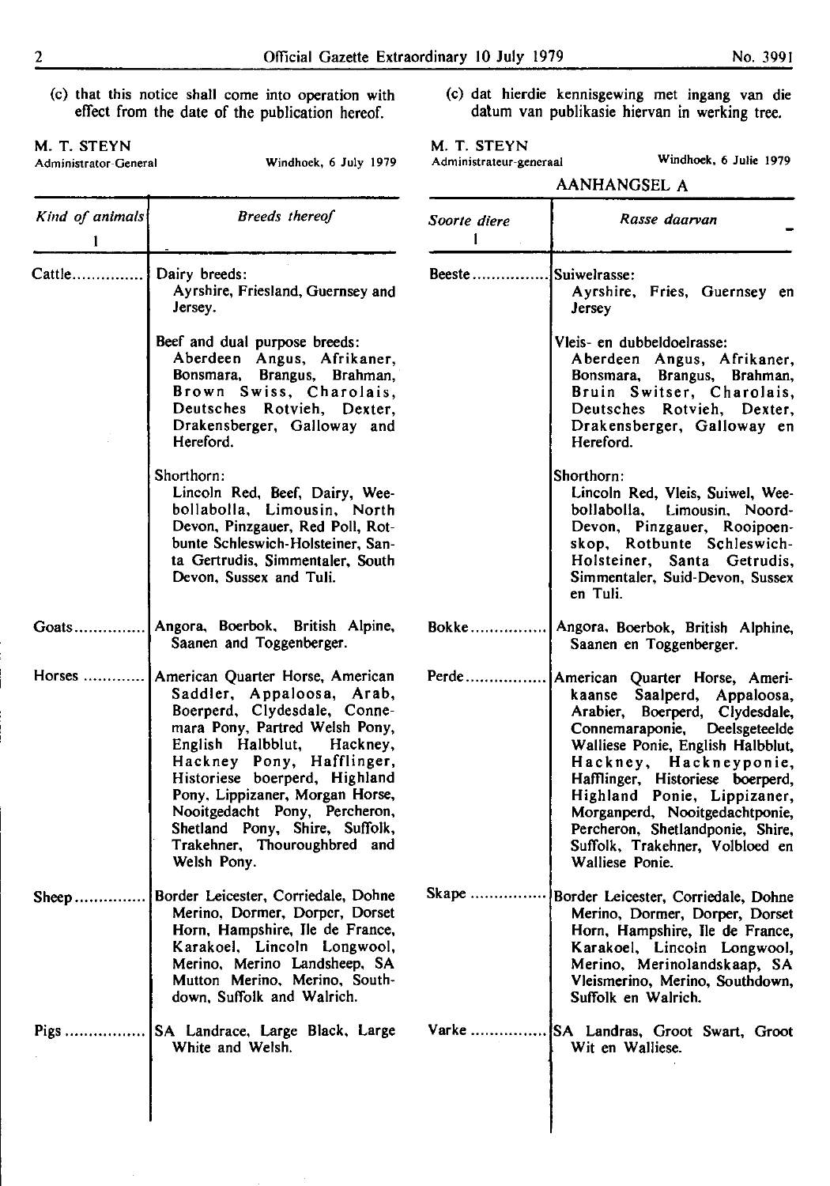(c) that this notice shall come into operation with effect from the date of the publication hereof.

M. T. STEYN
Administrator-General

Windhoek, 6 July 1979

| *Kind of animals* 1 | *Breeds thereof* |
|---|---|
| Cattle............... | Dairy breeds: Ayrshire, Friesland, Guernsey and Jersey. <br><br> Beef and dual purpose breeds: Aberdeen Angus, Afrikaner, Bonsmara, Brangus, Brahman, Brown Swiss, Charolais, Deutsches Rotvieh, Dexter, Drakensberger, Galloway and Hereford. <br><br> Shorthorn: Lincoln Red, Beef, Dairy, Weebollabolla, Limousin, North Devon, Pinzgauer, Red Poll, Rotbunte Schleswich-Holsteiner, Santa Gertrudis, Simmentaler, South Devon, Sussex and Tuli. |
| Goats............... | Angora, Boerbok, British Alpine, Saanen and Toggenberger. |
| Horses ............. | American Quarter Horse, American Saddler, Appaloosa, Arab, Boerperd, Clydesdale, Connemara Pony, Partred Welsh Pony, English Halbblut, Hackney, Hackney Pony, Hafflinger, Historiese boerperd, Highland Pony, Lippizaner, Morgan Horse, Nooitgedacht Pony, Percheron, Shetland Pony, Shire, Suffolk, Trakehner, Thouroughbred and Welsh Pony. |
| Sheep............... | Border Leicester, Corriedale, Dohne Merino, Dormer, Dorper, Dorset Horn, Hampshire, Ile de France, Karakoel, Lincoln Longwool, Merino, Merino Landsheep, SA Mutton Merino, Merino, Southdown, Suffolk and Walrich. |
| Pigs ................. | SA Landrace, Large Black, Large White and Welsh. |

(c) dat hierdie kennisgewing met ingang van die datum van publikasie hiervan in werking tree.

M. T. STEYN
Administrateur-generaal

Windhoek, 6 Julie 1979

## AANHANGSEL A

| *Soorte diere* 1 | *Rasse daarvan* |
|---|---|
| Beeste ................ | Suiwelrasse: Ayrshire, Fries, Guernsey en Jersey <br><br> Vleis- en dubbeldoelrasse: Aberdeen Angus, Afrikaner, Bonsmara, Brangus, Brahman, Bruin Switser, Charolais, Deutsches Rotvieh, Dexter, Drakensberger, Galloway en Hereford. <br><br> Shorthorn: Lincoln Red, Vleis, Suiwel, Weebollabolla, Limousin, Noord-Devon, Pinzgauer, Rooipoenskop, Rotbunte Schleswich-Holsteiner, Santa Getrudis, Simmentaler, Suid-Devon, Sussex en Tuli. |
| Bokke ................ | Angora, Boerbok, British Alphine, Saanen en Toggenberger. |
| Perde................. | American Quarter Horse, Amerikaanse Saalperd, Appaloosa, Arabier, Boerperd, Clydesdale, Connemaraponie, Deelsgeteelde Walliese Ponie, English Halbblut, Hackney, Hackneyponie, Hafflinger, Historiese boerperd, Highland Ponie, Lippizaner, Morganperd, Nooitgedachtponie, Percheron, Shetlandponie, Shire, Suffolk, Trakehner, Volbloed en Walliese Ponie. |
| Skape ................ | Border Leicester, Corriedale, Dohne Merino, Dormer, Dorper, Dorset Horn, Hampshire, Ile de France, Karakoel, Lincoln Longwool, Merino, Merinolandskaap, SA Vleismerino, Merino, Southdown, Suffolk en Walrich. |
| Varke ................ | SA Landras, Groot Swart, Groot Wit en Walliese. |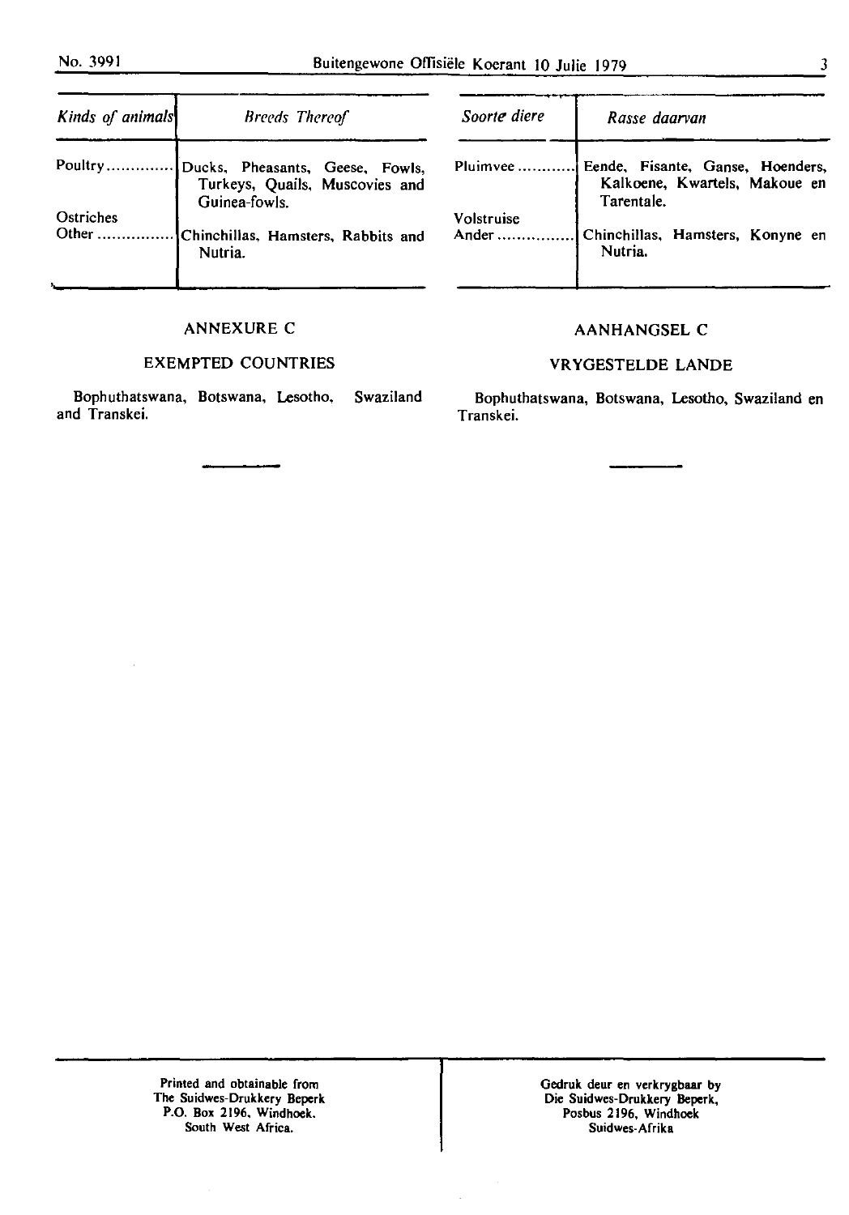| *Kinds of animals* | *Breeds Thereof* |
| --- | --- |
| Poultry .............. | Ducks, Pheasants, Geese, Fowls, Turkeys, Quails, Muscovies and Guinea-fowls. |
| Ostriches | |
| Other ................ | Chinchillas, Hamsters, Rabbits and Nutria. |

## ANNEXURE C

### EXEMPTED COUNTRIES

Bophuthatswana, Botswana, Lesotho, Swaziland and Transkei.

| *Soorte diere* | *Rasse daarvan* |
| --- | --- |
| Pluimvee ............ | Eende, Fisante, Ganse, Hoenders, Kalkoene, Kwartels, Makoue en Tarentale. |
| Volstruise | |
| Ander ................ | Chinchillas, Hamsters, Konyne en Nutria. |

## AANHANGSEL C

### VRYGESTELDE LANDE

Bophuthatswana, Botswana, Lesotho, Swaziland en Transkei.

Printed and obtainable from
The Suidwes-Drukkery Beperk
P.O. Box 2196, Windhoek.
South West Africa.

Gedruk deur en verkrygbaar by
Die Suidwes-Drukkery Beperk,
Posbus 2196, Windhoek
Suidwes-Afrika